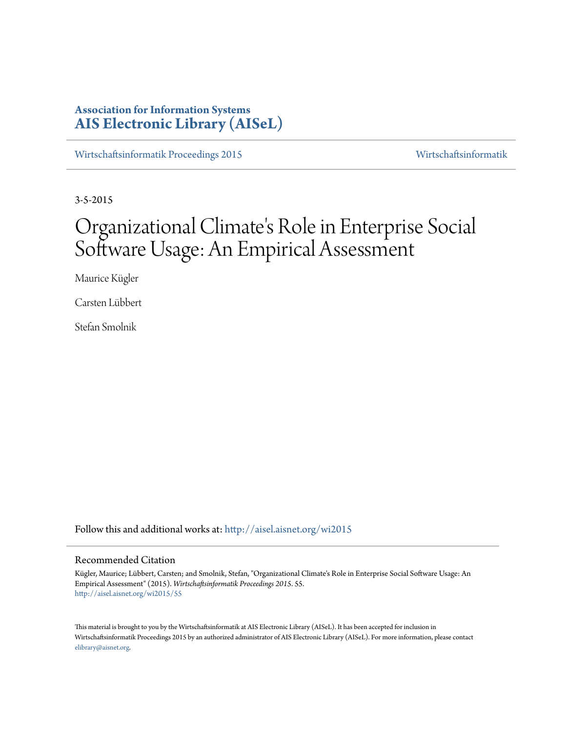**Association for Information Systems**
**AIS Electronic Library (AISeL)**

Wirtschaftsinformatik Proceedings 2015 | Wirtschaftsinformatik

3-5-2015

# Organizational Climate's Role in Enterprise Social Software Usage: An Empirical Assessment

Maurice Kügler

Carsten Lübbert

Stefan Smolnik

Follow this and additional works at: http://aisel.aisnet.org/wi2015

## Recommended Citation

Kügler, Maurice; Lübbert, Carsten; and Smolnik, Stefan, "Organizational Climate's Role in Enterprise Social Software Usage: An Empirical Assessment" (2015). *Wirtschaftsinformatik Proceedings 2015*. 55.
http://aisel.aisnet.org/wi2015/55

This material is brought to you by the Wirtschaftsinformatik at AIS Electronic Library (AISeL). It has been accepted for inclusion in Wirtschaftsinformatik Proceedings 2015 by an authorized administrator of AIS Electronic Library (AISeL). For more information, please contact elibrary@aisnet.org.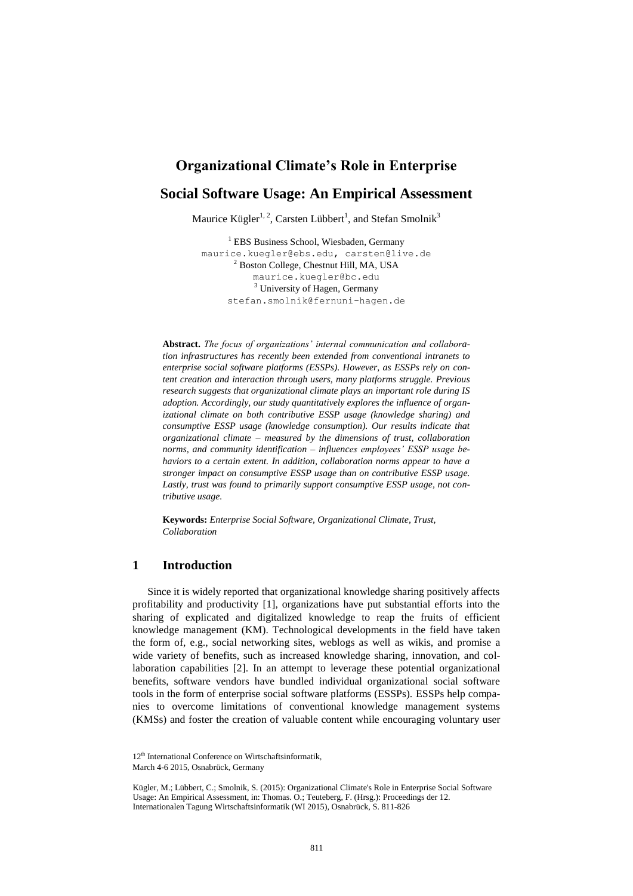# Organizational Climate's Role in Enterprise Social Software Usage: An Empirical Assessment

Maurice Kügler[1, 2], Carsten Lübbert[1], and Stefan Smolnik[3]

[1] EBS Business School, Wiesbaden, Germany
maurice.kuegler@ebs.edu, carsten@live.de
[2] Boston College, Chestnut Hill, MA, USA
maurice.kuegler@bc.edu
[3] University of Hagen, Germany
stefan.smolnik@fernuni-hagen.de

**Abstract.** *The focus of organizations' internal communication and collaboration infrastructures has recently been extended from conventional intranets to enterprise social software platforms (ESSPs). However, as ESSPs rely on content creation and interaction through users, many platforms struggle. Previous research suggests that organizational climate plays an important role during IS adoption. Accordingly, our study quantitatively explores the influence of organizational climate on both contributive ESSP usage (knowledge sharing) and consumptive ESSP usage (knowledge consumption). Our results indicate that organizational climate – measured by the dimensions of trust, collaboration norms, and community identification – influences employees' ESSP usage behaviors to a certain extent. In addition, collaboration norms appear to have a stronger impact on consumptive ESSP usage than on contributive ESSP usage. Lastly, trust was found to primarily support consumptive ESSP usage, not contributive usage.*

**Keywords:** *Enterprise Social Software, Organizational Climate, Trust, Collaboration*

## 1 Introduction

Since it is widely reported that organizational knowledge sharing positively affects profitability and productivity [1], organizations have put substantial efforts into the sharing of explicated and digitalized knowledge to reap the fruits of efficient knowledge management (KM). Technological developments in the field have taken the form of, e.g., social networking sites, weblogs as well as wikis, and promise a wide variety of benefits, such as increased knowledge sharing, innovation, and collaboration capabilities [2]. In an attempt to leverage these potential organizational benefits, software vendors have bundled individual organizational social software tools in the form of enterprise social software platforms (ESSPs). ESSPs help companies to overcome limitations of conventional knowledge management systems (KMSs) and foster the creation of valuable content while encouraging voluntary user

12th International Conference on Wirtschaftsinformatik,
March 4-6 2015, Osnabrück, Germany

Kügler, M.; Lübbert, C.; Smolnik, S. (2015): Organizational Climate's Role in Enterprise Social Software Usage: An Empirical Assessment, in: Thomas. O.; Teuteberg, F. (Hrsg.): Proceedings der 12. Internationalen Tagung Wirtschaftsinformatik (WI 2015), Osnabrück, S. 811-826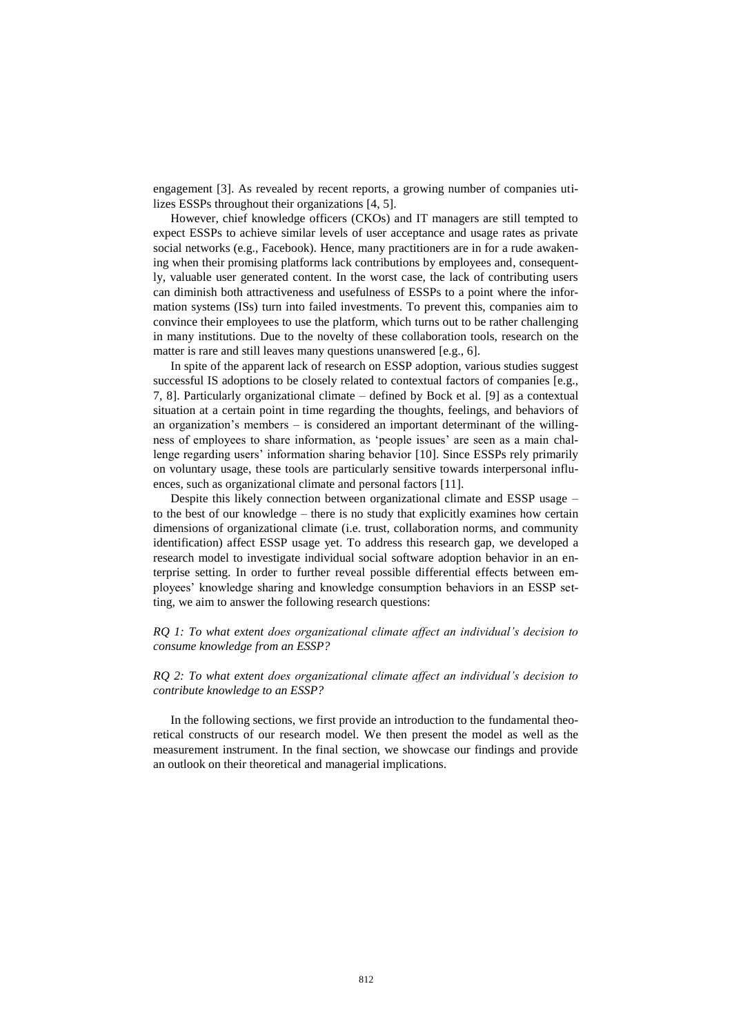engagement [3]. As revealed by recent reports, a growing number of companies utilizes ESSPs throughout their organizations [4, 5].

However, chief knowledge officers (CKOs) and IT managers are still tempted to expect ESSPs to achieve similar levels of user acceptance and usage rates as private social networks (e.g., Facebook). Hence, many practitioners are in for a rude awakening when their promising platforms lack contributions by employees and, consequently, valuable user generated content. In the worst case, the lack of contributing users can diminish both attractiveness and usefulness of ESSPs to a point where the information systems (ISs) turn into failed investments. To prevent this, companies aim to convince their employees to use the platform, which turns out to be rather challenging in many institutions. Due to the novelty of these collaboration tools, research on the matter is rare and still leaves many questions unanswered [e.g., 6].

In spite of the apparent lack of research on ESSP adoption, various studies suggest successful IS adoptions to be closely related to contextual factors of companies [e.g., 7, 8]. Particularly organizational climate – defined by Bock et al. [9] as a contextual situation at a certain point in time regarding the thoughts, feelings, and behaviors of an organization's members – is considered an important determinant of the willingness of employees to share information, as 'people issues' are seen as a main challenge regarding users' information sharing behavior [10]. Since ESSPs rely primarily on voluntary usage, these tools are particularly sensitive towards interpersonal influences, such as organizational climate and personal factors [11].

Despite this likely connection between organizational climate and ESSP usage – to the best of our knowledge – there is no study that explicitly examines how certain dimensions of organizational climate (i.e. trust, collaboration norms, and community identification) affect ESSP usage yet. To address this research gap, we developed a research model to investigate individual social software adoption behavior in an enterprise setting. In order to further reveal possible differential effects between employees' knowledge sharing and knowledge consumption behaviors in an ESSP setting, we aim to answer the following research questions:

*RQ 1: To what extent does organizational climate affect an individual's decision to consume knowledge from an ESSP?*

*RQ 2: To what extent does organizational climate affect an individual's decision to contribute knowledge to an ESSP?*

In the following sections, we first provide an introduction to the fundamental theoretical constructs of our research model. We then present the model as well as the measurement instrument. In the final section, we showcase our findings and provide an outlook on their theoretical and managerial implications.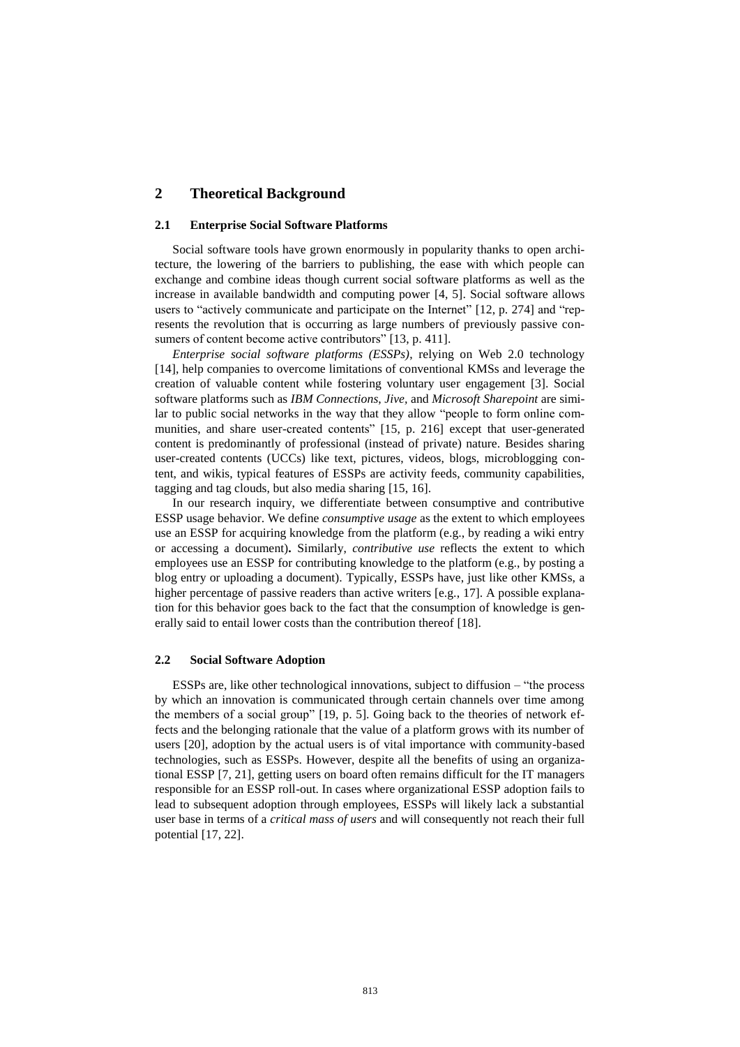## 2 Theoretical Background

### 2.1 Enterprise Social Software Platforms

Social software tools have grown enormously in popularity thanks to open architecture, the lowering of the barriers to publishing, the ease with which people can exchange and combine ideas though current social software platforms as well as the increase in available bandwidth and computing power [4, 5]. Social software allows users to "actively communicate and participate on the Internet" [12, p. 274] and "represents the revolution that is occurring as large numbers of previously passive consumers of content become active contributors" [13, p. 411].

*Enterprise social software platforms (ESSPs)*, relying on Web 2.0 technology [14], help companies to overcome limitations of conventional KMSs and leverage the creation of valuable content while fostering voluntary user engagement [3]. Social software platforms such as *IBM Connections*, *Jive*, and *Microsoft Sharepoint* are similar to public social networks in the way that they allow "people to form online communities, and share user-created contents" [15, p. 216] except that user-generated content is predominantly of professional (instead of private) nature. Besides sharing user-created contents (UCCs) like text, pictures, videos, blogs, microblogging content, and wikis, typical features of ESSPs are activity feeds, community capabilities, tagging and tag clouds, but also media sharing [15, 16].

In our research inquiry, we differentiate between consumptive and contributive ESSP usage behavior. We define *consumptive usage* as the extent to which employees use an ESSP for acquiring knowledge from the platform (e.g., by reading a wiki entry or accessing a document)**.** Similarly, *contributive use* reflects the extent to which employees use an ESSP for contributing knowledge to the platform (e.g., by posting a blog entry or uploading a document). Typically, ESSPs have, just like other KMSs, a higher percentage of passive readers than active writers [e.g., 17]. A possible explanation for this behavior goes back to the fact that the consumption of knowledge is generally said to entail lower costs than the contribution thereof [18].

### 2.2 Social Software Adoption

ESSPs are, like other technological innovations, subject to diffusion – "the process by which an innovation is communicated through certain channels over time among the members of a social group" [19, p. 5]. Going back to the theories of network effects and the belonging rationale that the value of a platform grows with its number of users [20], adoption by the actual users is of vital importance with community-based technologies, such as ESSPs. However, despite all the benefits of using an organizational ESSP [7, 21], getting users on board often remains difficult for the IT managers responsible for an ESSP roll-out. In cases where organizational ESSP adoption fails to lead to subsequent adoption through employees, ESSPs will likely lack a substantial user base in terms of a *critical mass of users* and will consequently not reach their full potential [17, 22].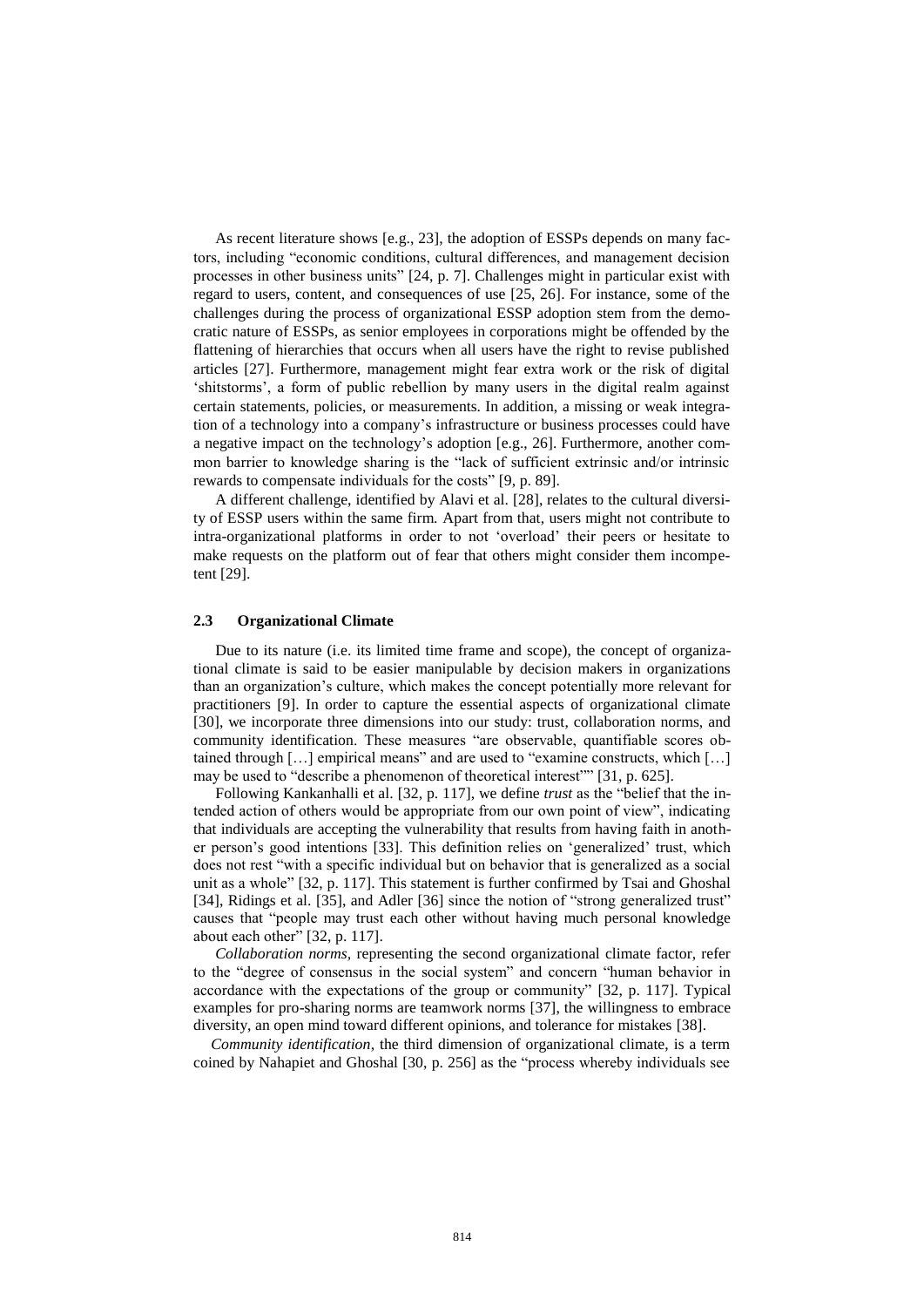As recent literature shows [e.g., 23], the adoption of ESSPs depends on many factors, including "economic conditions, cultural differences, and management decision processes in other business units" [24, p. 7]. Challenges might in particular exist with regard to users, content, and consequences of use [25, 26]. For instance, some of the challenges during the process of organizational ESSP adoption stem from the democratic nature of ESSPs, as senior employees in corporations might be offended by the flattening of hierarchies that occurs when all users have the right to revise published articles [27]. Furthermore, management might fear extra work or the risk of digital 'shitstorms', a form of public rebellion by many users in the digital realm against certain statements, policies, or measurements. In addition, a missing or weak integration of a technology into a company's infrastructure or business processes could have a negative impact on the technology's adoption [e.g., 26]. Furthermore, another common barrier to knowledge sharing is the "lack of sufficient extrinsic and/or intrinsic rewards to compensate individuals for the costs" [9, p. 89].

A different challenge, identified by Alavi et al. [28], relates to the cultural diversity of ESSP users within the same firm. Apart from that, users might not contribute to intra-organizational platforms in order to not 'overload' their peers or hesitate to make requests on the platform out of fear that others might consider them incompetent [29].

### 2.3 Organizational Climate

Due to its nature (i.e. its limited time frame and scope), the concept of organizational climate is said to be easier manipulable by decision makers in organizations than an organization's culture, which makes the concept potentially more relevant for practitioners [9]. In order to capture the essential aspects of organizational climate [30], we incorporate three dimensions into our study: trust, collaboration norms, and community identification. These measures "are observable, quantifiable scores obtained through […] empirical means" and are used to "examine constructs, which […] may be used to "describe a phenomenon of theoretical interest"" [31, p. 625].

Following Kankanhalli et al. [32, p. 117], we define *trust* as the "belief that the intended action of others would be appropriate from our own point of view", indicating that individuals are accepting the vulnerability that results from having faith in another person's good intentions [33]. This definition relies on 'generalized' trust, which does not rest "with a specific individual but on behavior that is generalized as a social unit as a whole" [32, p. 117]. This statement is further confirmed by Tsai and Ghoshal [34], Ridings et al. [35], and Adler [36] since the notion of "strong generalized trust" causes that "people may trust each other without having much personal knowledge about each other" [32, p. 117].

*Collaboration norms*, representing the second organizational climate factor, refer to the "degree of consensus in the social system" and concern "human behavior in accordance with the expectations of the group or community" [32, p. 117]. Typical examples for pro-sharing norms are teamwork norms [37], the willingness to embrace diversity, an open mind toward different opinions, and tolerance for mistakes [38].

*Community identification*, the third dimension of organizational climate, is a term coined by Nahapiet and Ghoshal [30, p. 256] as the "process whereby individuals see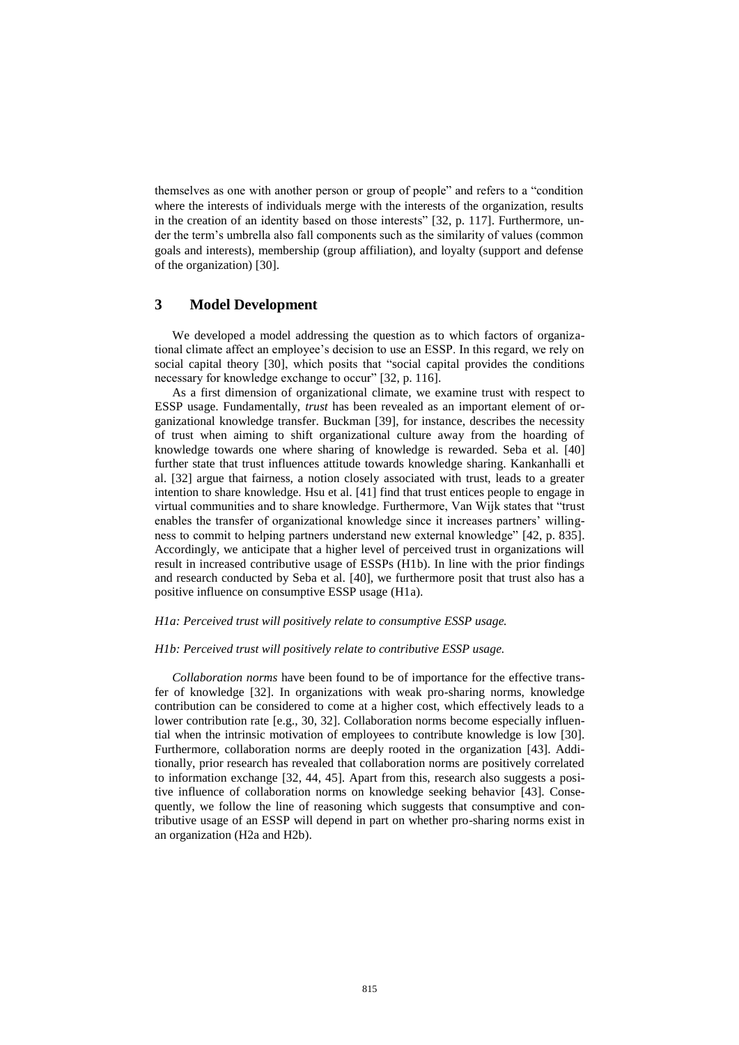themselves as one with another person or group of people" and refers to a "condition where the interests of individuals merge with the interests of the organization, results in the creation of an identity based on those interests" [32, p. 117]. Furthermore, under the term's umbrella also fall components such as the similarity of values (common goals and interests), membership (group affiliation), and loyalty (support and defense of the organization) [30].

## 3 Model Development

We developed a model addressing the question as to which factors of organizational climate affect an employee's decision to use an ESSP. In this regard, we rely on social capital theory [30], which posits that "social capital provides the conditions necessary for knowledge exchange to occur" [32, p. 116].

As a first dimension of organizational climate, we examine trust with respect to ESSP usage. Fundamentally, *trust* has been revealed as an important element of organizational knowledge transfer. Buckman [39], for instance, describes the necessity of trust when aiming to shift organizational culture away from the hoarding of knowledge towards one where sharing of knowledge is rewarded. Seba et al. [40] further state that trust influences attitude towards knowledge sharing. Kankanhalli et al. [32] argue that fairness, a notion closely associated with trust, leads to a greater intention to share knowledge. Hsu et al. [41] find that trust entices people to engage in virtual communities and to share knowledge. Furthermore, Van Wijk states that "trust enables the transfer of organizational knowledge since it increases partners' willingness to commit to helping partners understand new external knowledge" [42, p. 835]. Accordingly, we anticipate that a higher level of perceived trust in organizations will result in increased contributive usage of ESSPs (H1b). In line with the prior findings and research conducted by Seba et al. [40], we furthermore posit that trust also has a positive influence on consumptive ESSP usage (H1a).

*H1a: Perceived trust will positively relate to consumptive ESSP usage.*

*H1b: Perceived trust will positively relate to contributive ESSP usage.*

*Collaboration norms* have been found to be of importance for the effective transfer of knowledge [32]. In organizations with weak pro-sharing norms, knowledge contribution can be considered to come at a higher cost, which effectively leads to a lower contribution rate [e.g., 30, 32]. Collaboration norms become especially influential when the intrinsic motivation of employees to contribute knowledge is low [30]. Furthermore, collaboration norms are deeply rooted in the organization [43]. Additionally, prior research has revealed that collaboration norms are positively correlated to information exchange [32, 44, 45]. Apart from this, research also suggests a positive influence of collaboration norms on knowledge seeking behavior [43]. Consequently, we follow the line of reasoning which suggests that consumptive and contributive usage of an ESSP will depend in part on whether pro-sharing norms exist in an organization (H2a and H2b).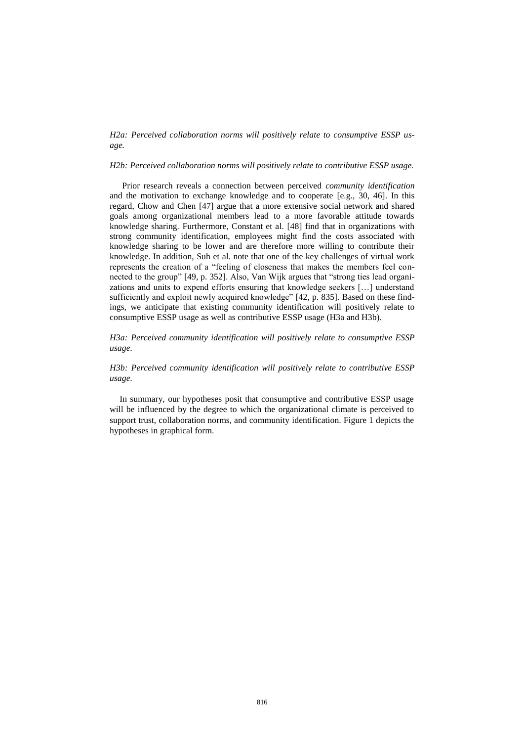*H2a: Perceived collaboration norms will positively relate to consumptive ESSP usage.*

*H2b: Perceived collaboration norms will positively relate to contributive ESSP usage.*

Prior research reveals a connection between perceived *community identification* and the motivation to exchange knowledge and to cooperate [e.g., 30, 46]. In this regard, Chow and Chen [47] argue that a more extensive social network and shared goals among organizational members lead to a more favorable attitude towards knowledge sharing. Furthermore, Constant et al. [48] find that in organizations with strong community identification, employees might find the costs associated with knowledge sharing to be lower and are therefore more willing to contribute their knowledge. In addition, Suh et al. note that one of the key challenges of virtual work represents the creation of a "feeling of closeness that makes the members feel connected to the group" [49, p. 352]. Also, Van Wijk argues that "strong ties lead organizations and units to expend efforts ensuring that knowledge seekers […] understand sufficiently and exploit newly acquired knowledge" [42, p. 835]. Based on these findings, we anticipate that existing community identification will positively relate to consumptive ESSP usage as well as contributive ESSP usage (H3a and H3b).

*H3a: Perceived community identification will positively relate to consumptive ESSP usage.*

*H3b: Perceived community identification will positively relate to contributive ESSP usage.*

In summary, our hypotheses posit that consumptive and contributive ESSP usage will be influenced by the degree to which the organizational climate is perceived to support trust, collaboration norms, and community identification. Figure 1 depicts the hypotheses in graphical form.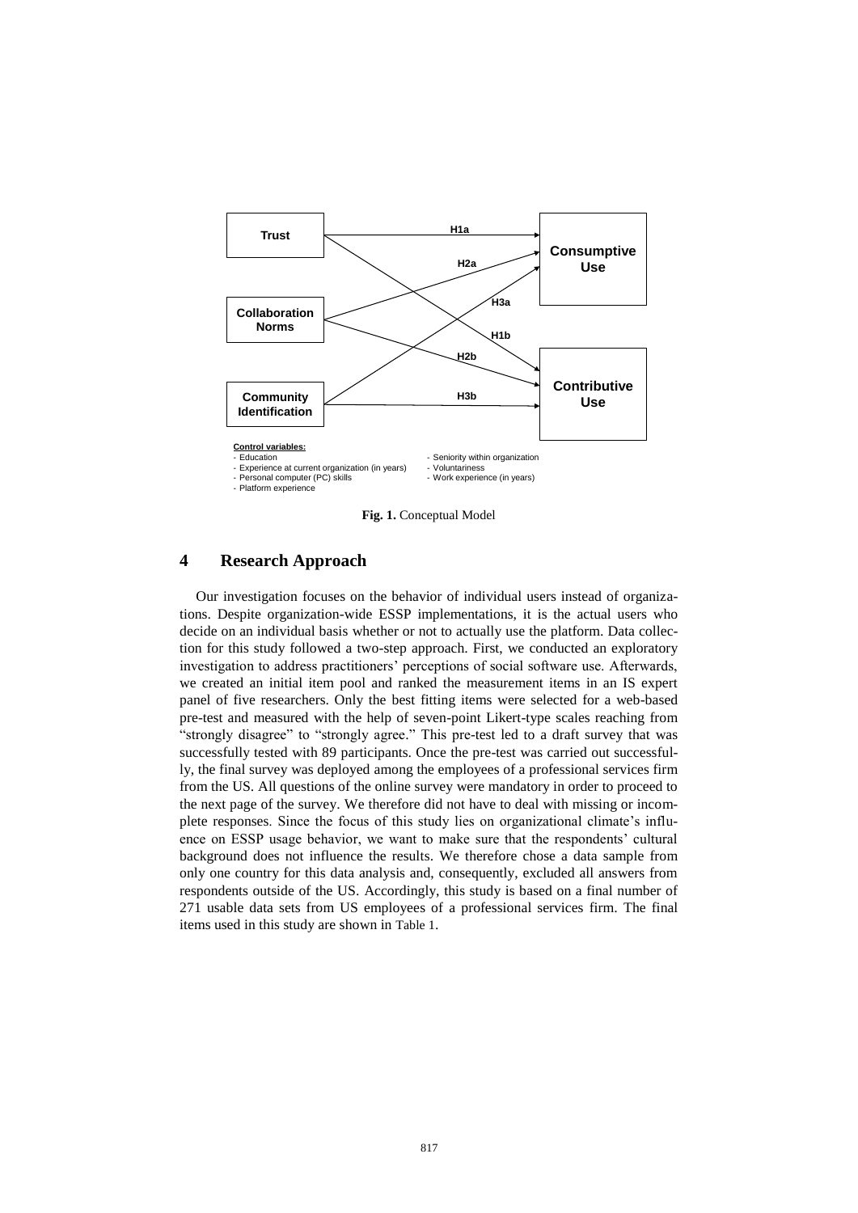Trust

Collaboration Norms

Community Identification

Consumptive Use

Contributive Use

H1a, H2a, H3a, H1b, H2b, H3b

**Control variables:**

- Education
- Experience at current organization (in years)
- Personal computer (PC) skills
- Platform experience
- Seniority within organization
- Voluntariness
- Work experience (in years)

**Fig. 1.** Conceptual Model

## 4 Research Approach

Our investigation focuses on the behavior of individual users instead of organizations. Despite organization-wide ESSP implementations, it is the actual users who decide on an individual basis whether or not to actually use the platform. Data collection for this study followed a two-step approach. First, we conducted an exploratory investigation to address practitioners' perceptions of social software use. Afterwards, we created an initial item pool and ranked the measurement items in an IS expert panel of five researchers. Only the best fitting items were selected for a web-based pre-test and measured with the help of seven-point Likert-type scales reaching from "strongly disagree" to "strongly agree." This pre-test led to a draft survey that was successfully tested with 89 participants. Once the pre-test was carried out successfully, the final survey was deployed among the employees of a professional services firm from the US. All questions of the online survey were mandatory in order to proceed to the next page of the survey. We therefore did not have to deal with missing or incomplete responses. Since the focus of this study lies on organizational climate's influence on ESSP usage behavior, we want to make sure that the respondents' cultural background does not influence the results. We therefore chose a data sample from only one country for this data analysis and, consequently, excluded all answers from respondents outside of the US. Accordingly, this study is based on a final number of 271 usable data sets from US employees of a professional services firm. The final items used in this study are shown in Table 1.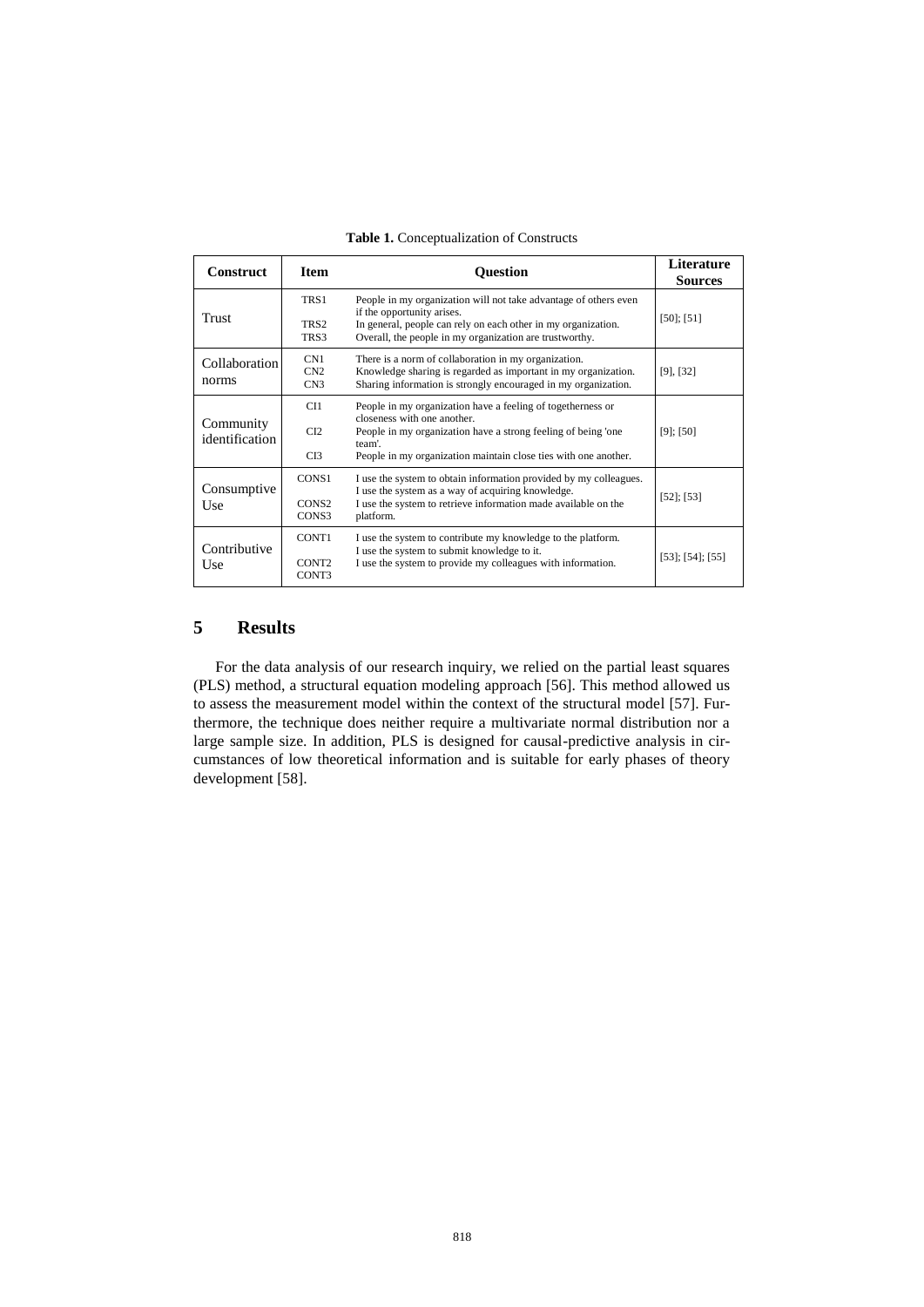**Table 1.** Conceptualization of Constructs

| Construct | Item | Question | Literature Sources |
|---|---|---|---|
| Trust | TRS1<br>TRS2<br>TRS3 | People in my organization will not take advantage of others even if the opportunity arises.<br>In general, people can rely on each other in my organization.<br>Overall, the people in my organization are trustworthy. | [50]; [51] |
| Collaboration norms | CN1<br>CN2<br>CN3 | There is a norm of collaboration in my organization.<br>Knowledge sharing is regarded as important in my organization.<br>Sharing information is strongly encouraged in my organization. | [9], [32] |
| Community identification | CI1<br>CI2<br>CI3 | People in my organization have a feeling of togetherness or closeness with one another.<br>People in my organization have a strong feeling of being 'one team'.<br>People in my organization maintain close ties with one another. | [9]; [50] |
| Consumptive Use | CONS1<br>CONS2<br>CONS3 | I use the system to obtain information provided by my colleagues.<br>I use the system as a way of acquiring knowledge.<br>I use the system to retrieve information made available on the platform. | [52]; [53] |
| Contributive Use | CONT1<br>CONT2<br>CONT3 | I use the system to contribute my knowledge to the platform.<br>I use the system to submit knowledge to it.<br>I use the system to provide my colleagues with information. | [53]; [54]; [55] |

## 5 Results

For the data analysis of our research inquiry, we relied on the partial least squares (PLS) method, a structural equation modeling approach [56]. This method allowed us to assess the measurement model within the context of the structural model [57]. Furthermore, the technique does neither require a multivariate normal distribution nor a large sample size. In addition, PLS is designed for causal-predictive analysis in circumstances of low theoretical information and is suitable for early phases of theory development [58].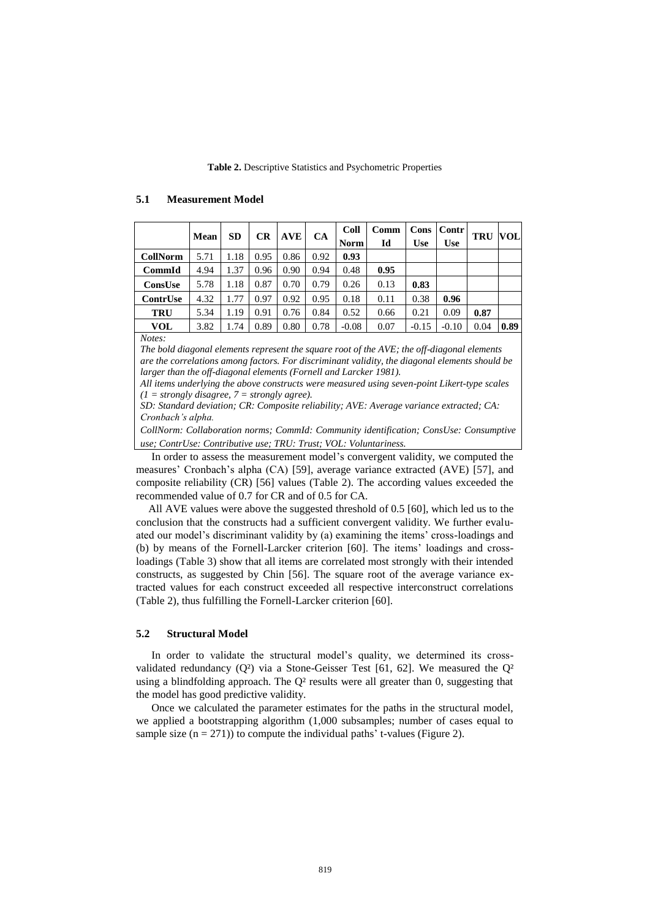**Table 2.** Descriptive Statistics and Psychometric Properties

### 5.1 Measurement Model

| | Mean | SD | CR | AVE | CA | Coll Norm | Comm Id | Cons Use | Contr Use | TRU | VOL |
|---|---|---|---|---|---|---|---|---|---|---|---|
| **CollNorm** | 5.71 | 1.18 | 0.95 | 0.86 | 0.92 | **0.93** | | | | | |
| **CommId** | 4.94 | 1.37 | 0.96 | 0.90 | 0.94 | 0.48 | **0.95** | | | | |
| **ConsUse** | 5.78 | 1.18 | 0.87 | 0.70 | 0.79 | 0.26 | 0.13 | **0.83** | | | |
| **ContrUse** | 4.32 | 1.77 | 0.97 | 0.92 | 0.95 | 0.18 | 0.11 | 0.38 | **0.96** | | |
| **TRU** | 5.34 | 1.19 | 0.91 | 0.76 | 0.84 | 0.52 | 0.66 | 0.21 | 0.09 | **0.87** | |
| **VOL** | 3.82 | 1.74 | 0.89 | 0.80 | 0.78 | -0.08 | 0.07 | -0.15 | -0.10 | 0.04 | **0.89** |

*Notes:*

*The bold diagonal elements represent the square root of the AVE; the off-diagonal elements are the correlations among factors. For discriminant validity, the diagonal elements should be larger than the off-diagonal elements (Fornell and Larcker 1981).*

*All items underlying the above constructs were measured using seven-point Likert-type scales (1 = strongly disagree, 7 = strongly agree).*

*SD: Standard deviation; CR: Composite reliability; AVE: Average variance extracted; CA: Cronbach's alpha.*

*CollNorm: Collaboration norms; CommId: Community identification; ConsUse: Consumptive use; ContrUse: Contributive use; TRU: Trust; VOL: Voluntariness.*

In order to assess the measurement model's convergent validity, we computed the measures' Cronbach's alpha (CA) [59], average variance extracted (AVE) [57], and composite reliability (CR) [56] values (Table 2). The according values exceeded the recommended value of 0.7 for CR and of 0.5 for CA.

All AVE values were above the suggested threshold of 0.5 [60], which led us to the conclusion that the constructs had a sufficient convergent validity. We further evaluated our model's discriminant validity by (a) examining the items' cross-loadings and (b) by means of the Fornell-Larcker criterion [60]. The items' loadings and cross-loadings (Table 3) show that all items are correlated most strongly with their intended constructs, as suggested by Chin [56]. The square root of the average variance extracted values for each construct exceeded all respective interconstruct correlations (Table 2), thus fulfilling the Fornell-Larcker criterion [60].

### 5.2 Structural Model

In order to validate the structural model's quality, we determined its cross-validated redundancy ($Q^2$) via a Stone-Geisser Test [61, 62]. We measured the $Q^2$ using a blindfolding approach. The $Q^2$ results were all greater than 0, suggesting that the model has good predictive validity.

Once we calculated the parameter estimates for the paths in the structural model, we applied a bootstrapping algorithm (1,000 subsamples; number of cases equal to sample size ($n = 271$)) to compute the individual paths' t-values (Figure 2).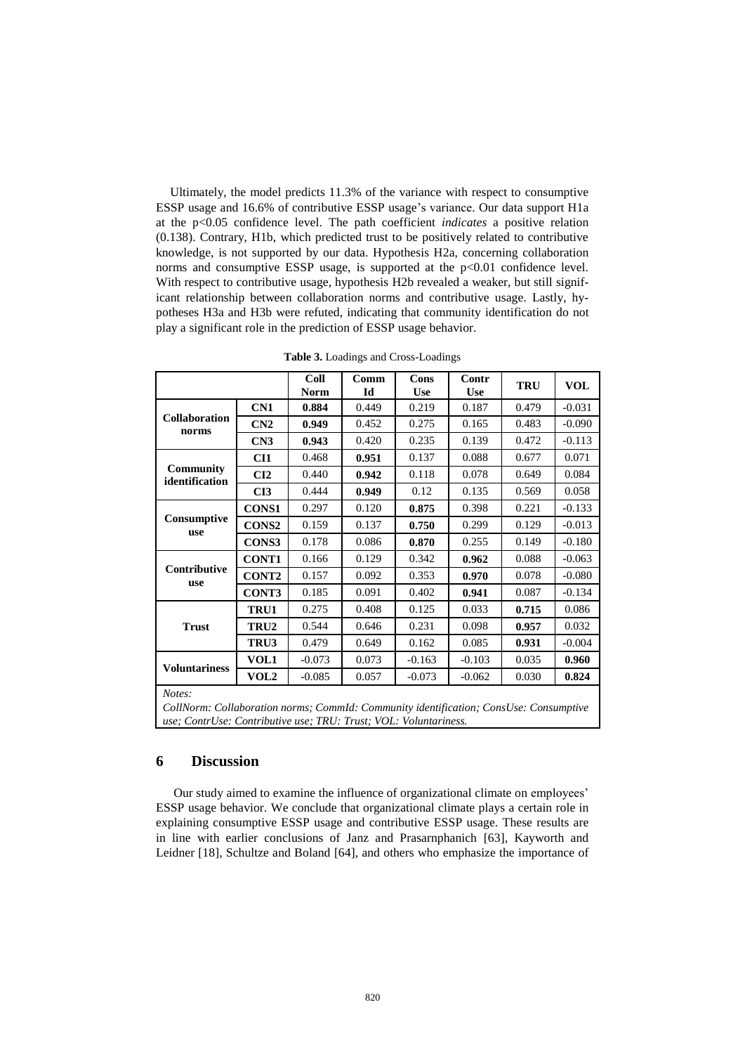Ultimately, the model predicts 11.3% of the variance with respect to consumptive ESSP usage and 16.6% of contributive ESSP usage's variance. Our data support H1a at the $p<0.05$ confidence level. The path coefficient *indicates* a positive relation (0.138). Contrary, H1b, which predicted trust to be positively related to contributive knowledge, is not supported by our data. Hypothesis H2a, concerning collaboration norms and consumptive ESSP usage, is supported at the $p<0.01$ confidence level. With respect to contributive usage, hypothesis H2b revealed a weaker, but still significant relationship between collaboration norms and contributive usage. Lastly, hypotheses H3a and H3b were refuted, indicating that community identification do not play a significant role in the prediction of ESSP usage behavior.

**Table 3.** Loadings and Cross-Loadings

| | | Coll Norm | Comm Id | Cons Use | Contr Use | TRU | VOL |
|---|---|---|---|---|---|---|---|
| **Collaboration norms** | **CN1** | **0.884** | 0.449 | 0.219 | 0.187 | 0.479 | -0.031 |
| | **CN2** | **0.949** | 0.452 | 0.275 | 0.165 | 0.483 | -0.090 |
| | **CN3** | **0.943** | 0.420 | 0.235 | 0.139 | 0.472 | -0.113 |
| **Community identification** | **CI1** | 0.468 | **0.951** | 0.137 | 0.088 | 0.677 | 0.071 |
| | **CI2** | 0.440 | **0.942** | 0.118 | 0.078 | 0.649 | 0.084 |
| | **CI3** | 0.444 | **0.949** | 0.12 | 0.135 | 0.569 | 0.058 |
| **Consumptive use** | **CONS1** | 0.297 | 0.120 | **0.875** | 0.398 | 0.221 | -0.133 |
| | **CONS2** | 0.159 | 0.137 | **0.750** | 0.299 | 0.129 | -0.013 |
| | **CONS3** | 0.178 | 0.086 | **0.870** | 0.255 | 0.149 | -0.180 |
| **Contributive use** | **CONT1** | 0.166 | 0.129 | 0.342 | **0.962** | 0.088 | -0.063 |
| | **CONT2** | 0.157 | 0.092 | 0.353 | **0.970** | 0.078 | -0.080 |
| | **CONT3** | 0.185 | 0.091 | 0.402 | **0.941** | 0.087 | -0.134 |
| **Trust** | **TRU1** | 0.275 | 0.408 | 0.125 | 0.033 | **0.715** | 0.086 |
| | **TRU2** | 0.544 | 0.646 | 0.231 | 0.098 | **0.957** | 0.032 |
| | **TRU3** | 0.479 | 0.649 | 0.162 | 0.085 | **0.931** | -0.004 |
| **Voluntariness** | **VOL1** | -0.073 | 0.073 | -0.163 | -0.103 | 0.035 | **0.960** |
| | **VOL2** | -0.085 | 0.057 | -0.073 | -0.062 | 0.030 | **0.824** |

*Notes:*
*CollNorm: Collaboration norms; CommId: Community identification; ConsUse: Consumptive use; ContrUse: Contributive use; TRU: Trust; VOL: Voluntariness.*

## 6 Discussion

Our study aimed to examine the influence of organizational climate on employees' ESSP usage behavior. We conclude that organizational climate plays a certain role in explaining consumptive ESSP usage and contributive ESSP usage. These results are in line with earlier conclusions of Janz and Prasarnphanich [63], Kayworth and Leidner [18], Schultze and Boland [64], and others who emphasize the importance of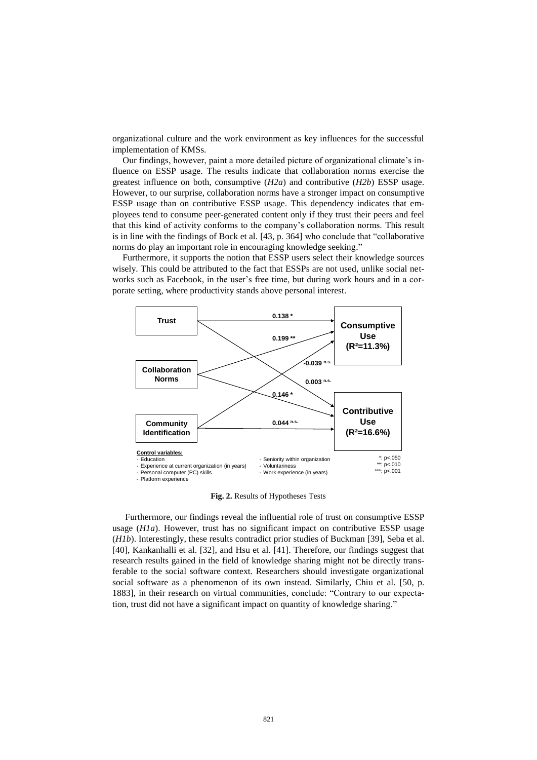organizational culture and the work environment as key influences for the successful implementation of KMSs.

Our findings, however, paint a more detailed picture of organizational climate's influence on ESSP usage. The results indicate that collaboration norms exercise the greatest influence on both, consumptive (*H2a*) and contributive (*H2b*) ESSP usage. However, to our surprise, collaboration norms have a stronger impact on consumptive ESSP usage than on contributive ESSP usage. This dependency indicates that employees tend to consume peer-generated content only if they trust their peers and feel that this kind of activity conforms to the company's collaboration norms. This result is in line with the findings of Bock et al. [43, p. 364] who conclude that "collaborative norms do play an important role in encouraging knowledge seeking."

Furthermore, it supports the notion that ESSP users select their knowledge sources wisely. This could be attributed to the fact that ESSPs are not used, unlike social networks such as Facebook, in the user's free time, but during work hours and in a corporate setting, where productivity stands above personal interest.

**Fig. 2.** Results of Hypotheses Tests

Furthermore, our findings reveal the influential role of trust on consumptive ESSP usage (*H1a*). However, trust has no significant impact on contributive ESSP usage (*H1b*). Interestingly, these results contradict prior studies of Buckman [39], Seba et al. [40], Kankanhalli et al. [32], and Hsu et al. [41]. Therefore, our findings suggest that research results gained in the field of knowledge sharing might not be directly transferable to the social software context. Researchers should investigate organizational social software as a phenomenon of its own instead. Similarly, Chiu et al. [50, p. 1883], in their research on virtual communities, conclude: "Contrary to our expectation, trust did not have a significant impact on quantity of knowledge sharing."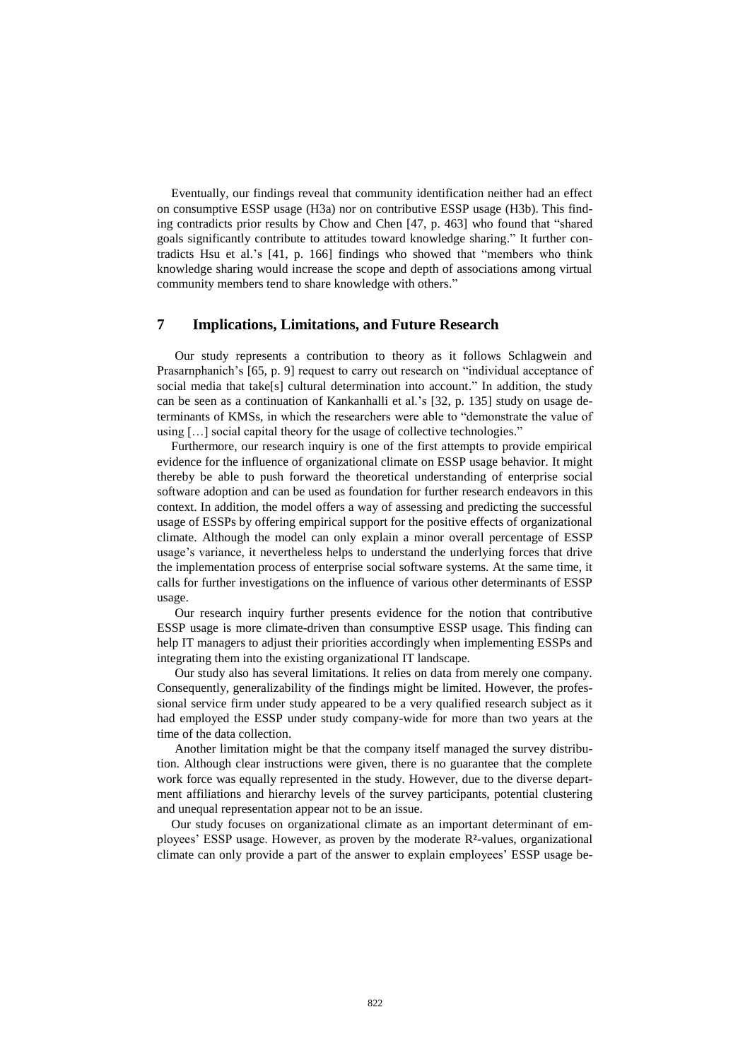Eventually, our findings reveal that community identification neither had an effect on consumptive ESSP usage (H3a) nor on contributive ESSP usage (H3b). This finding contradicts prior results by Chow and Chen [47, p. 463] who found that "shared goals significantly contribute to attitudes toward knowledge sharing." It further contradicts Hsu et al.'s [41, p. 166] findings who showed that "members who think knowledge sharing would increase the scope and depth of associations among virtual community members tend to share knowledge with others."

## 7 Implications, Limitations, and Future Research

Our study represents a contribution to theory as it follows Schlagwein and Prasarnphanich's [65, p. 9] request to carry out research on "individual acceptance of social media that take[s] cultural determination into account." In addition, the study can be seen as a continuation of Kankanhalli et al.'s [32, p. 135] study on usage determinants of KMSs, in which the researchers were able to "demonstrate the value of using […] social capital theory for the usage of collective technologies."

Furthermore, our research inquiry is one of the first attempts to provide empirical evidence for the influence of organizational climate on ESSP usage behavior. It might thereby be able to push forward the theoretical understanding of enterprise social software adoption and can be used as foundation for further research endeavors in this context. In addition, the model offers a way of assessing and predicting the successful usage of ESSPs by offering empirical support for the positive effects of organizational climate. Although the model can only explain a minor overall percentage of ESSP usage's variance, it nevertheless helps to understand the underlying forces that drive the implementation process of enterprise social software systems. At the same time, it calls for further investigations on the influence of various other determinants of ESSP usage.

Our research inquiry further presents evidence for the notion that contributive ESSP usage is more climate-driven than consumptive ESSP usage. This finding can help IT managers to adjust their priorities accordingly when implementing ESSPs and integrating them into the existing organizational IT landscape.

Our study also has several limitations. It relies on data from merely one company. Consequently, generalizability of the findings might be limited. However, the professional service firm under study appeared to be a very qualified research subject as it had employed the ESSP under study company-wide for more than two years at the time of the data collection.

Another limitation might be that the company itself managed the survey distribution. Although clear instructions were given, there is no guarantee that the complete work force was equally represented in the study. However, due to the diverse department affiliations and hierarchy levels of the survey participants, potential clustering and unequal representation appear not to be an issue.

Our study focuses on organizational climate as an important determinant of employees' ESSP usage. However, as proven by the moderate $R^2$-values, organizational climate can only provide a part of the answer to explain employees' ESSP usage be-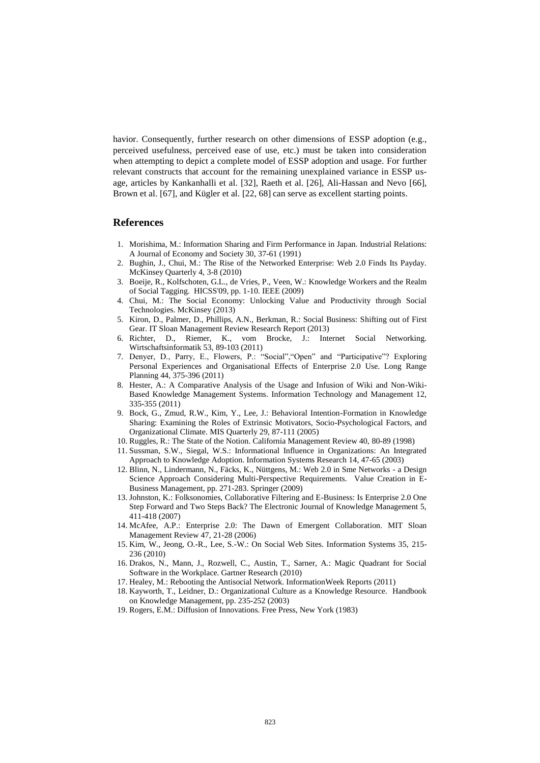havior. Consequently, further research on other dimensions of ESSP adoption (e.g., perceived usefulness, perceived ease of use, etc.) must be taken into consideration when attempting to depict a complete model of ESSP adoption and usage. For further relevant constructs that account for the remaining unexplained variance in ESSP usage, articles by Kankanhalli et al. [32], Raeth et al. [26], Ali-Hassan and Nevo [66], Brown et al. [67], and Kügler et al. [22, 68] can serve as excellent starting points.

## References

1. Morishima, M.: Information Sharing and Firm Performance in Japan. Industrial Relations: A Journal of Economy and Society 30, 37-61 (1991)
2. Bughin, J., Chui, M.: The Rise of the Networked Enterprise: Web 2.0 Finds Its Payday. McKinsey Quarterly 4, 3-8 (2010)
3. Boeije, R., Kolfschoten, G.L., de Vries, P., Veen, W.: Knowledge Workers and the Realm of Social Tagging. HICSS'09, pp. 1-10. IEEE (2009)
4. Chui, M.: The Social Economy: Unlocking Value and Productivity through Social Technologies. McKinsey (2013)
5. Kiron, D., Palmer, D., Phillips, A.N., Berkman, R.: Social Business: Shifting out of First Gear. IT Sloan Management Review Research Report (2013)
6. Richter, D., Riemer, K., vom Brocke, J.: Internet Social Networking. Wirtschaftsinformatik 53, 89-103 (2011)
7. Denyer, D., Parry, E., Flowers, P.: "Social","Open" and "Participative"? Exploring Personal Experiences and Organisational Effects of Enterprise 2.0 Use. Long Range Planning 44, 375-396 (2011)
8. Hester, A.: A Comparative Analysis of the Usage and Infusion of Wiki and Non-Wiki-Based Knowledge Management Systems. Information Technology and Management 12, 335-355 (2011)
9. Bock, G., Zmud, R.W., Kim, Y., Lee, J.: Behavioral Intention-Formation in Knowledge Sharing: Examining the Roles of Extrinsic Motivators, Socio-Psychological Factors, and Organizational Climate. MIS Quarterly 29, 87-111 (2005)
10. Ruggles, R.: The State of the Notion. California Management Review 40, 80-89 (1998)
11. Sussman, S.W., Siegal, W.S.: Informational Influence in Organizations: An Integrated Approach to Knowledge Adoption. Information Systems Research 14, 47-65 (2003)
12. Blinn, N., Lindermann, N., Fäcks, K., Nüttgens, M.: Web 2.0 in Sme Networks - a Design Science Approach Considering Multi-Perspective Requirements. Value Creation in E-Business Management, pp. 271-283. Springer (2009)
13. Johnston, K.: Folksonomies, Collaborative Filtering and E-Business: Is Enterprise 2.0 One Step Forward and Two Steps Back? The Electronic Journal of Knowledge Management 5, 411-418 (2007)
14. McAfee, A.P.: Enterprise 2.0: The Dawn of Emergent Collaboration. MIT Sloan Management Review 47, 21-28 (2006)
15. Kim, W., Jeong, O.-R., Lee, S.-W.: On Social Web Sites. Information Systems 35, 215-236 (2010)
16. Drakos, N., Mann, J., Rozwell, C., Austin, T., Sarner, A.: Magic Quadrant for Social Software in the Workplace. Gartner Research (2010)
17. Healey, M.: Rebooting the Antisocial Network. InformationWeek Reports (2011)
18. Kayworth, T., Leidner, D.: Organizational Culture as a Knowledge Resource. Handbook on Knowledge Management, pp. 235-252 (2003)
19. Rogers, E.M.: Diffusion of Innovations. Free Press, New York (1983)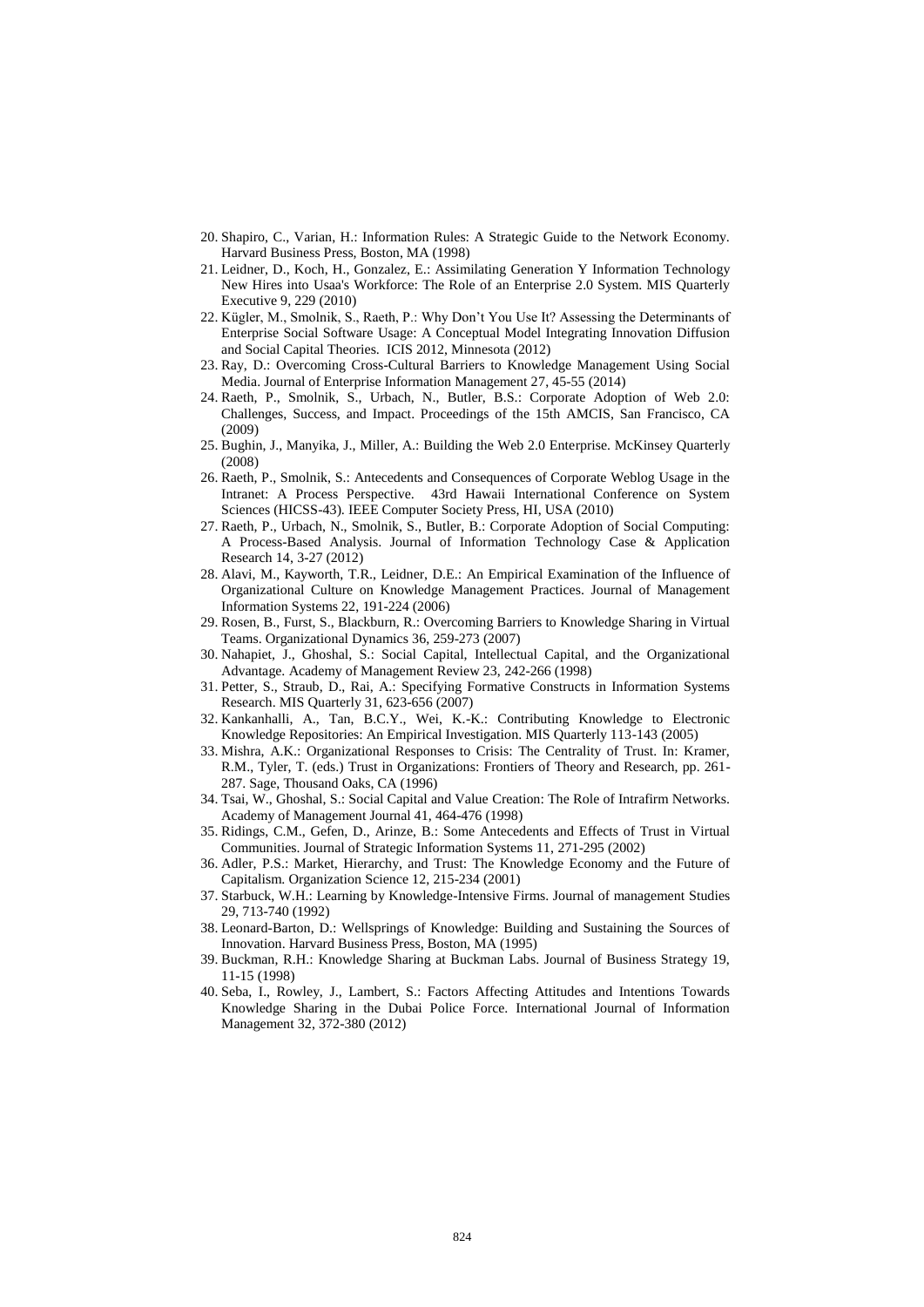20. Shapiro, C., Varian, H.: Information Rules: A Strategic Guide to the Network Economy. Harvard Business Press, Boston, MA (1998)
21. Leidner, D., Koch, H., Gonzalez, E.: Assimilating Generation Y Information Technology New Hires into Usaa's Workforce: The Role of an Enterprise 2.0 System. MIS Quarterly Executive 9, 229 (2010)
22. Kügler, M., Smolnik, S., Raeth, P.: Why Don't You Use It? Assessing the Determinants of Enterprise Social Software Usage: A Conceptual Model Integrating Innovation Diffusion and Social Capital Theories. ICIS 2012, Minnesota (2012)
23. Ray, D.: Overcoming Cross-Cultural Barriers to Knowledge Management Using Social Media. Journal of Enterprise Information Management 27, 45-55 (2014)
24. Raeth, P., Smolnik, S., Urbach, N., Butler, B.S.: Corporate Adoption of Web 2.0: Challenges, Success, and Impact. Proceedings of the 15th AMCIS, San Francisco, CA (2009)
25. Bughin, J., Manyika, J., Miller, A.: Building the Web 2.0 Enterprise. McKinsey Quarterly (2008)
26. Raeth, P., Smolnik, S.: Antecedents and Consequences of Corporate Weblog Usage in the Intranet: A Process Perspective. 43rd Hawaii International Conference on System Sciences (HICSS-43). IEEE Computer Society Press, HI, USA (2010)
27. Raeth, P., Urbach, N., Smolnik, S., Butler, B.: Corporate Adoption of Social Computing: A Process-Based Analysis. Journal of Information Technology Case & Application Research 14, 3-27 (2012)
28. Alavi, M., Kayworth, T.R., Leidner, D.E.: An Empirical Examination of the Influence of Organizational Culture on Knowledge Management Practices. Journal of Management Information Systems 22, 191-224 (2006)
29. Rosen, B., Furst, S., Blackburn, R.: Overcoming Barriers to Knowledge Sharing in Virtual Teams. Organizational Dynamics 36, 259-273 (2007)
30. Nahapiet, J., Ghoshal, S.: Social Capital, Intellectual Capital, and the Organizational Advantage. Academy of Management Review 23, 242-266 (1998)
31. Petter, S., Straub, D., Rai, A.: Specifying Formative Constructs in Information Systems Research. MIS Quarterly 31, 623-656 (2007)
32. Kankanhalli, A., Tan, B.C.Y., Wei, K.-K.: Contributing Knowledge to Electronic Knowledge Repositories: An Empirical Investigation. MIS Quarterly 113-143 (2005)
33. Mishra, A.K.: Organizational Responses to Crisis: The Centrality of Trust. In: Kramer, R.M., Tyler, T. (eds.) Trust in Organizations: Frontiers of Theory and Research, pp. 261-287. Sage, Thousand Oaks, CA (1996)
34. Tsai, W., Ghoshal, S.: Social Capital and Value Creation: The Role of Intrafirm Networks. Academy of Management Journal 41, 464-476 (1998)
35. Ridings, C.M., Gefen, D., Arinze, B.: Some Antecedents and Effects of Trust in Virtual Communities. Journal of Strategic Information Systems 11, 271-295 (2002)
36. Adler, P.S.: Market, Hierarchy, and Trust: The Knowledge Economy and the Future of Capitalism. Organization Science 12, 215-234 (2001)
37. Starbuck, W.H.: Learning by Knowledge-Intensive Firms. Journal of management Studies 29, 713-740 (1992)
38. Leonard-Barton, D.: Wellsprings of Knowledge: Building and Sustaining the Sources of Innovation. Harvard Business Press, Boston, MA (1995)
39. Buckman, R.H.: Knowledge Sharing at Buckman Labs. Journal of Business Strategy 19, 11-15 (1998)
40. Seba, I., Rowley, J., Lambert, S.: Factors Affecting Attitudes and Intentions Towards Knowledge Sharing in the Dubai Police Force. International Journal of Information Management 32, 372-380 (2012)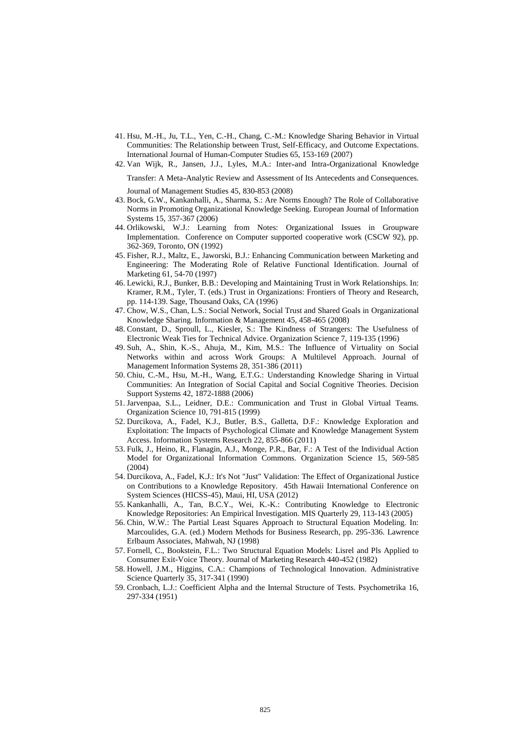41. Hsu, M.-H., Ju, T.L., Yen, C.-H., Chang, C.-M.: Knowledge Sharing Behavior in Virtual Communities: The Relationship between Trust, Self-Efficacy, and Outcome Expectations. International Journal of Human-Computer Studies 65, 153-169 (2007)
42. Van Wijk, R., Jansen, J.J., Lyles, M.A.: Inter-and Intra-Organizational Knowledge Transfer: A Meta-Analytic Review and Assessment of Its Antecedents and Consequences. Journal of Management Studies 45, 830-853 (2008)
43. Bock, G.W., Kankanhalli, A., Sharma, S.: Are Norms Enough? The Role of Collaborative Norms in Promoting Organizational Knowledge Seeking. European Journal of Information Systems 15, 357-367 (2006)
44. Orlikowski, W.J.: Learning from Notes: Organizational Issues in Groupware Implementation. Conference on Computer supported cooperative work (CSCW 92), pp. 362-369, Toronto, ON (1992)
45. Fisher, R.J., Maltz, E., Jaworski, B.J.: Enhancing Communication between Marketing and Engineering: The Moderating Role of Relative Functional Identification. Journal of Marketing 61, 54-70 (1997)
46. Lewicki, R.J., Bunker, B.B.: Developing and Maintaining Trust in Work Relationships. In: Kramer, R.M., Tyler, T. (eds.) Trust in Organizations: Frontiers of Theory and Research, pp. 114-139. Sage, Thousand Oaks, CA (1996)
47. Chow, W.S., Chan, L.S.: Social Network, Social Trust and Shared Goals in Organizational Knowledge Sharing. Information & Management 45, 458-465 (2008)
48. Constant, D., Sproull, L., Kiesler, S.: The Kindness of Strangers: The Usefulness of Electronic Weak Ties for Technical Advice. Organization Science 7, 119-135 (1996)
49. Suh, A., Shin, K.-S., Ahuja, M., Kim, M.S.: The Influence of Virtuality on Social Networks within and across Work Groups: A Multilevel Approach. Journal of Management Information Systems 28, 351-386 (2011)
50. Chiu, C.-M., Hsu, M.-H., Wang, E.T.G.: Understanding Knowledge Sharing in Virtual Communities: An Integration of Social Capital and Social Cognitive Theories. Decision Support Systems 42, 1872-1888 (2006)
51. Jarvenpaa, S.L., Leidner, D.E.: Communication and Trust in Global Virtual Teams. Organization Science 10, 791-815 (1999)
52. Durcikova, A., Fadel, K.J., Butler, B.S., Galletta, D.F.: Knowledge Exploration and Exploitation: The Impacts of Psychological Climate and Knowledge Management System Access. Information Systems Research 22, 855-866 (2011)
53. Fulk, J., Heino, R., Flanagin, A.J., Monge, P.R., Bar, F.: A Test of the Individual Action Model for Organizational Information Commons. Organization Science 15, 569-585 (2004)
54. Durcikova, A., Fadel, K.J.: It's Not "Just" Validation: The Effect of Organizational Justice on Contributions to a Knowledge Repository. 45th Hawaii International Conference on System Sciences (HICSS-45), Maui, HI, USA (2012)
55. Kankanhalli, A., Tan, B.C.Y., Wei, K.-K.: Contributing Knowledge to Electronic Knowledge Repositories: An Empirical Investigation. MIS Quarterly 29, 113-143 (2005)
56. Chin, W.W.: The Partial Least Squares Approach to Structural Equation Modeling. In: Marcoulides, G.A. (ed.) Modern Methods for Business Research, pp. 295-336. Lawrence Erlbaum Associates, Mahwah, NJ (1998)
57. Fornell, C., Bookstein, F.L.: Two Structural Equation Models: Lisrel and Pls Applied to Consumer Exit-Voice Theory. Journal of Marketing Research 440-452 (1982)
58. Howell, J.M., Higgins, C.A.: Champions of Technological Innovation. Administrative Science Quarterly 35, 317-341 (1990)
59. Cronbach, L.J.: Coefficient Alpha and the Internal Structure of Tests. Psychometrika 16, 297-334 (1951)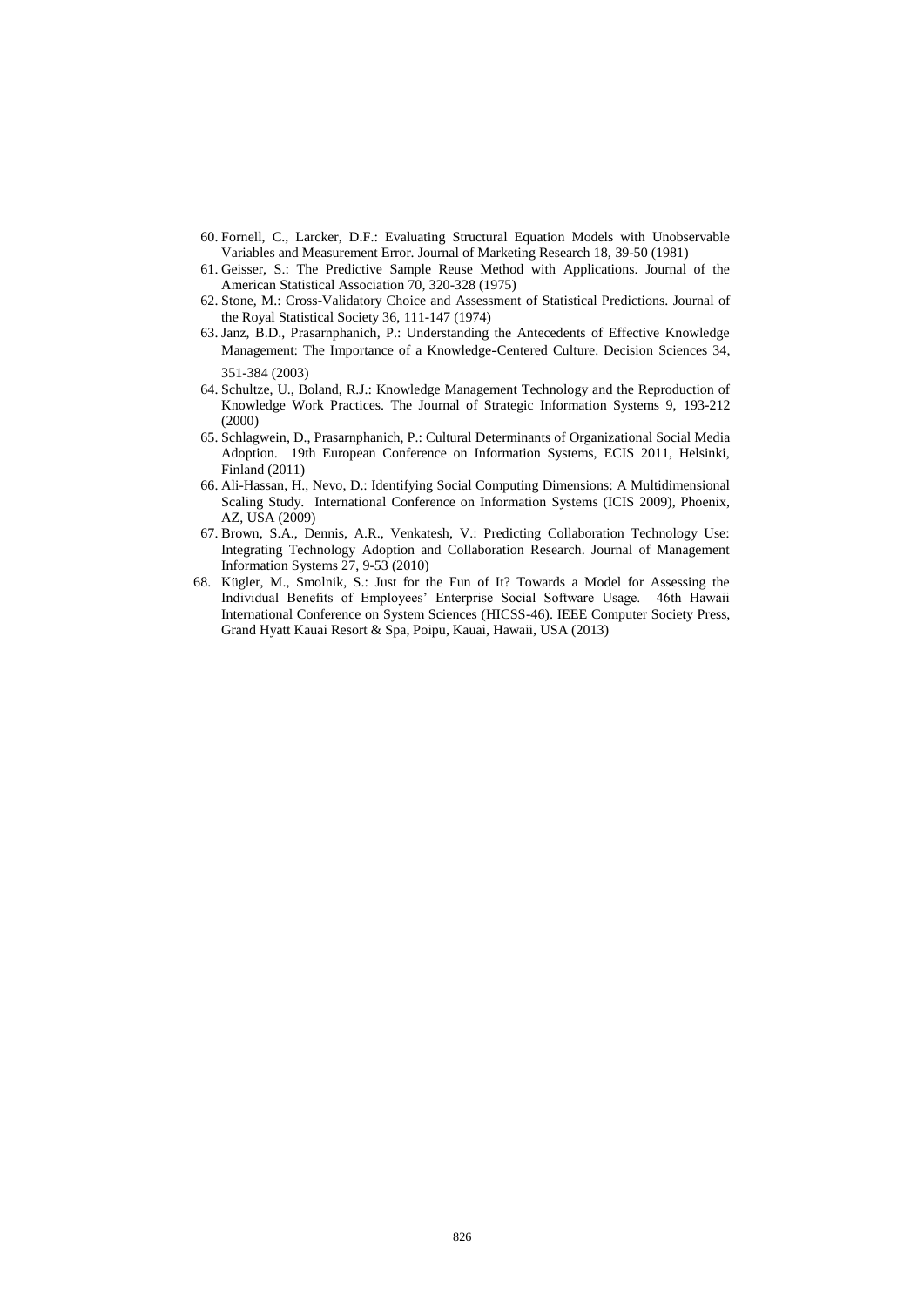60. Fornell, C., Larcker, D.F.: Evaluating Structural Equation Models with Unobservable Variables and Measurement Error. Journal of Marketing Research 18, 39-50 (1981)
61. Geisser, S.: The Predictive Sample Reuse Method with Applications. Journal of the American Statistical Association 70, 320-328 (1975)
62. Stone, M.: Cross-Validatory Choice and Assessment of Statistical Predictions. Journal of the Royal Statistical Society 36, 111-147 (1974)
63. Janz, B.D., Prasarnphanich, P.: Understanding the Antecedents of Effective Knowledge Management: The Importance of a Knowledge-Centered Culture. Decision Sciences 34, 351-384 (2003)
64. Schultze, U., Boland, R.J.: Knowledge Management Technology and the Reproduction of Knowledge Work Practices. The Journal of Strategic Information Systems 9, 193-212 (2000)
65. Schlagwein, D., Prasarnphanich, P.: Cultural Determinants of Organizational Social Media Adoption. 19th European Conference on Information Systems, ECIS 2011, Helsinki, Finland (2011)
66. Ali-Hassan, H., Nevo, D.: Identifying Social Computing Dimensions: A Multidimensional Scaling Study. International Conference on Information Systems (ICIS 2009), Phoenix, AZ, USA (2009)
67. Brown, S.A., Dennis, A.R., Venkatesh, V.: Predicting Collaboration Technology Use: Integrating Technology Adoption and Collaboration Research. Journal of Management Information Systems 27, 9-53 (2010)
68. Kügler, M., Smolnik, S.: Just for the Fun of It? Towards a Model for Assessing the Individual Benefits of Employees' Enterprise Social Software Usage. 46th Hawaii International Conference on System Sciences (HICSS-46). IEEE Computer Society Press, Grand Hyatt Kauai Resort & Spa, Poipu, Kauai, Hawaii, USA (2013)